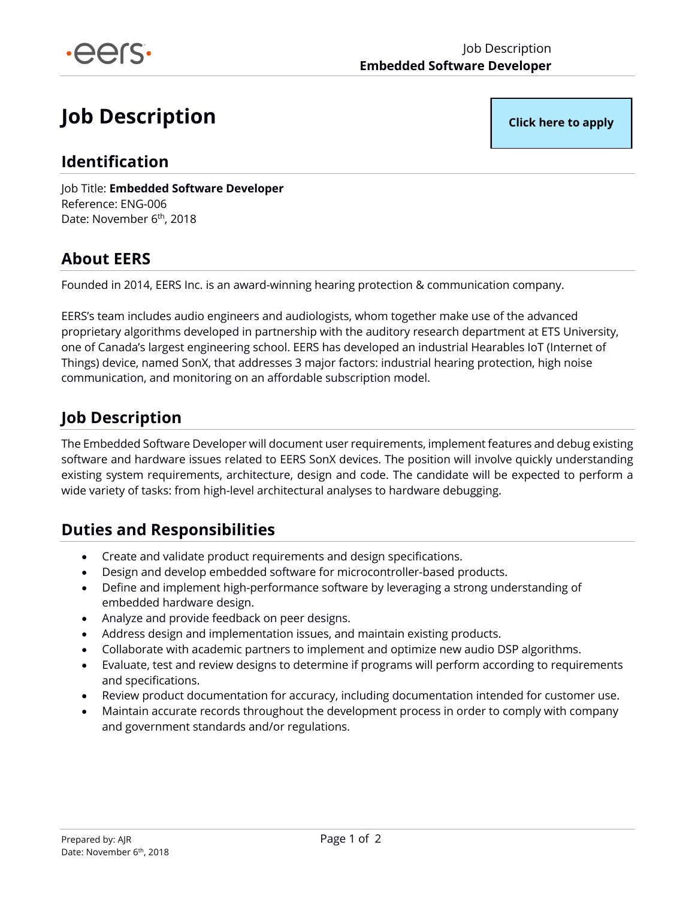# Job Description

Click here to apply

## Identification

Job Title: **Embedded Software Developer**
Reference: ENG-006
Date: November 6th, 2018

## About EERS

Founded in 2014, EERS Inc. is an award-winning hearing protection & communication company.

EERS's team includes audio engineers and audiologists, whom together make use of the advanced proprietary algorithms developed in partnership with the auditory research department at ETS University, one of Canada's largest engineering school. EERS has developed an industrial Hearables IoT (Internet of Things) device, named SonX, that addresses 3 major factors: industrial hearing protection, high noise communication, and monitoring on an affordable subscription model.

## Job Description

The Embedded Software Developer will document user requirements, implement features and debug existing software and hardware issues related to EERS SonX devices. The position will involve quickly understanding existing system requirements, architecture, design and code. The candidate will be expected to perform a wide variety of tasks: from high-level architectural analyses to hardware debugging.

## Duties and Responsibilities

- Create and validate product requirements and design specifications.
- Design and develop embedded software for microcontroller-based products.
- Define and implement high-performance software by leveraging a strong understanding of embedded hardware design.
- Analyze and provide feedback on peer designs.
- Address design and implementation issues, and maintain existing products.
- Collaborate with academic partners to implement and optimize new audio DSP algorithms.
- Evaluate, test and review designs to determine if programs will perform according to requirements and specifications.
- Review product documentation for accuracy, including documentation intended for customer use.
- Maintain accurate records throughout the development process in order to comply with company and government standards and/or regulations.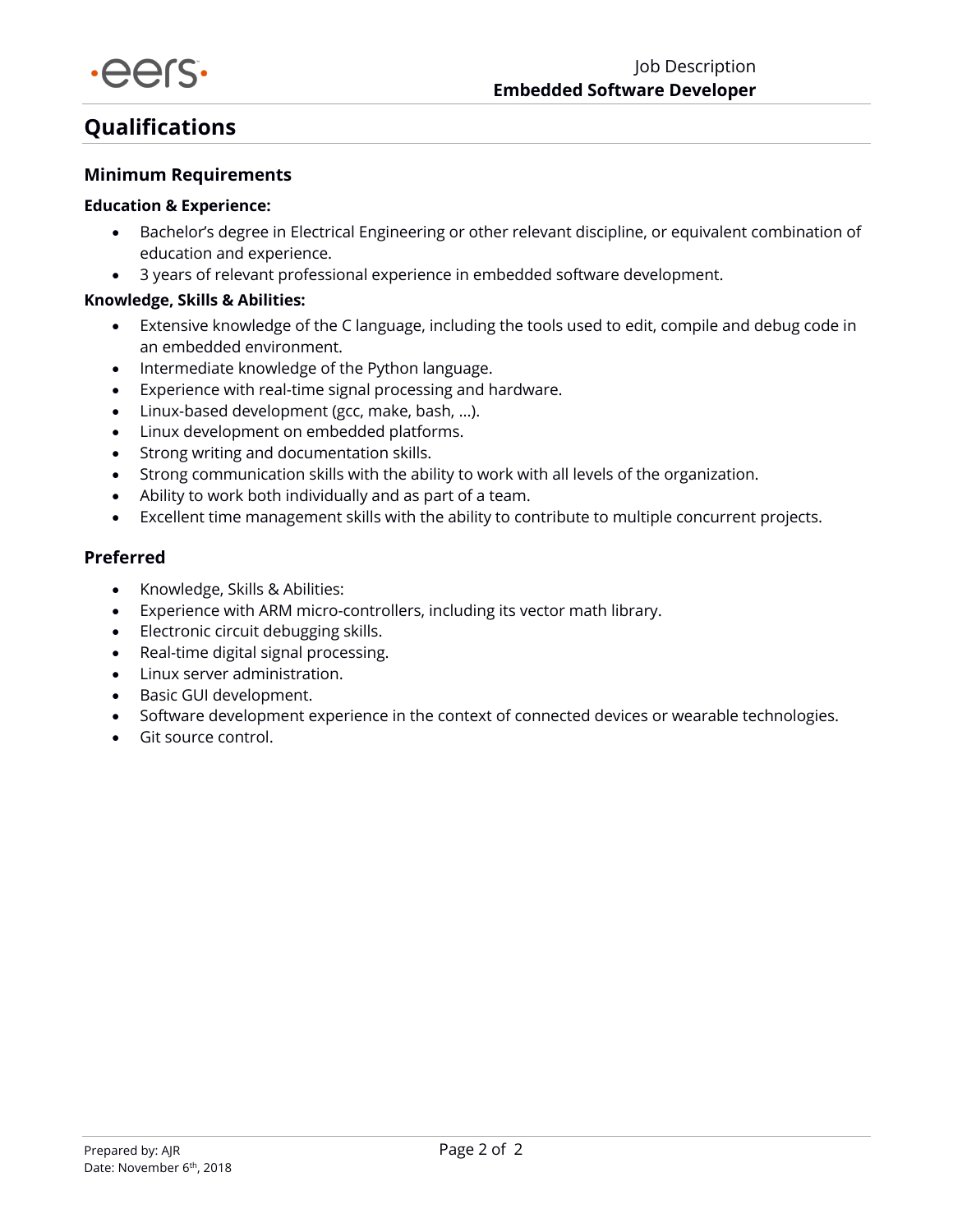## Qualifications

### Minimum Requirements

**Education & Experience:**

- Bachelor's degree in Electrical Engineering or other relevant discipline, or equivalent combination of education and experience.
- 3 years of relevant professional experience in embedded software development.

**Knowledge, Skills & Abilities:**

- Extensive knowledge of the C language, including the tools used to edit, compile and debug code in an embedded environment.
- Intermediate knowledge of the Python language.
- Experience with real-time signal processing and hardware.
- Linux-based development (gcc, make, bash, ...).
- Linux development on embedded platforms.
- Strong writing and documentation skills.
- Strong communication skills with the ability to work with all levels of the organization.
- Ability to work both individually and as part of a team.
- Excellent time management skills with the ability to contribute to multiple concurrent projects.

### Preferred

- Knowledge, Skills & Abilities:
- Experience with ARM micro-controllers, including its vector math library.
- Electronic circuit debugging skills.
- Real-time digital signal processing.
- Linux server administration.
- Basic GUI development.
- Software development experience in the context of connected devices or wearable technologies.
- Git source control.